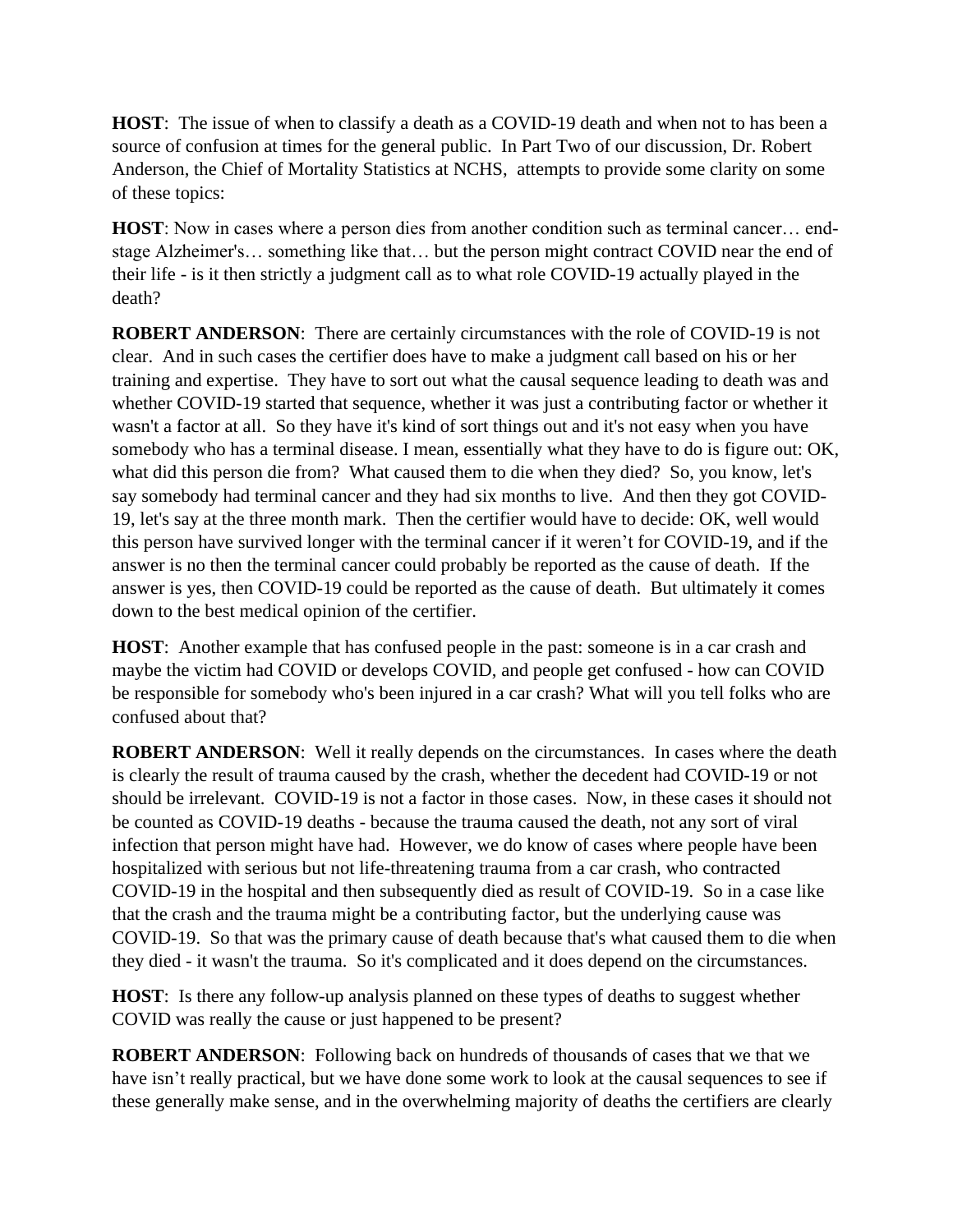**HOST**: The issue of when to classify a death as a COVID-19 death and when not to has been a source of confusion at times for the general public. In Part Two of our discussion, Dr. Robert Anderson, the Chief of Mortality Statistics at NCHS, attempts to provide some clarity on some of these topics:

**HOST**: Now in cases where a person dies from another condition such as terminal cancer… end-stage Alzheimer's… something like that… but the person might contract COVID near the end of their life - is it then strictly a judgment call as to what role COVID-19 actually played in the death?

**ROBERT ANDERSON**: There are certainly circumstances with the role of COVID-19 is not clear. And in such cases the certifier does have to make a judgment call based on his or her training and expertise. They have to sort out what the causal sequence leading to death was and whether COVID-19 started that sequence, whether it was just a contributing factor or whether it wasn't a factor at all. So they have it's kind of sort things out and it's not easy when you have somebody who has a terminal disease. I mean, essentially what they have to do is figure out: OK, what did this person die from? What caused them to die when they died? So, you know, let's say somebody had terminal cancer and they had six months to live. And then they got COVID-19, let's say at the three month mark. Then the certifier would have to decide: OK, well would this person have survived longer with the terminal cancer if it weren't for COVID-19, and if the answer is no then the terminal cancer could probably be reported as the cause of death. If the answer is yes, then COVID-19 could be reported as the cause of death. But ultimately it comes down to the best medical opinion of the certifier.

**HOST**: Another example that has confused people in the past: someone is in a car crash and maybe the victim had COVID or develops COVID, and people get confused - how can COVID be responsible for somebody who's been injured in a car crash? What will you tell folks who are confused about that?

**ROBERT ANDERSON**: Well it really depends on the circumstances. In cases where the death is clearly the result of trauma caused by the crash, whether the decedent had COVID-19 or not should be irrelevant. COVID-19 is not a factor in those cases. Now, in these cases it should not be counted as COVID-19 deaths - because the trauma caused the death, not any sort of viral infection that person might have had. However, we do know of cases where people have been hospitalized with serious but not life-threatening trauma from a car crash, who contracted COVID-19 in the hospital and then subsequently died as result of COVID-19. So in a case like that the crash and the trauma might be a contributing factor, but the underlying cause was COVID-19. So that was the primary cause of death because that's what caused them to die when they died - it wasn't the trauma. So it's complicated and it does depend on the circumstances.

**HOST**: Is there any follow-up analysis planned on these types of deaths to suggest whether COVID was really the cause or just happened to be present?

**ROBERT ANDERSON**: Following back on hundreds of thousands of cases that we that we have isn't really practical, but we have done some work to look at the causal sequences to see if these generally make sense, and in the overwhelming majority of deaths the certifiers are clearly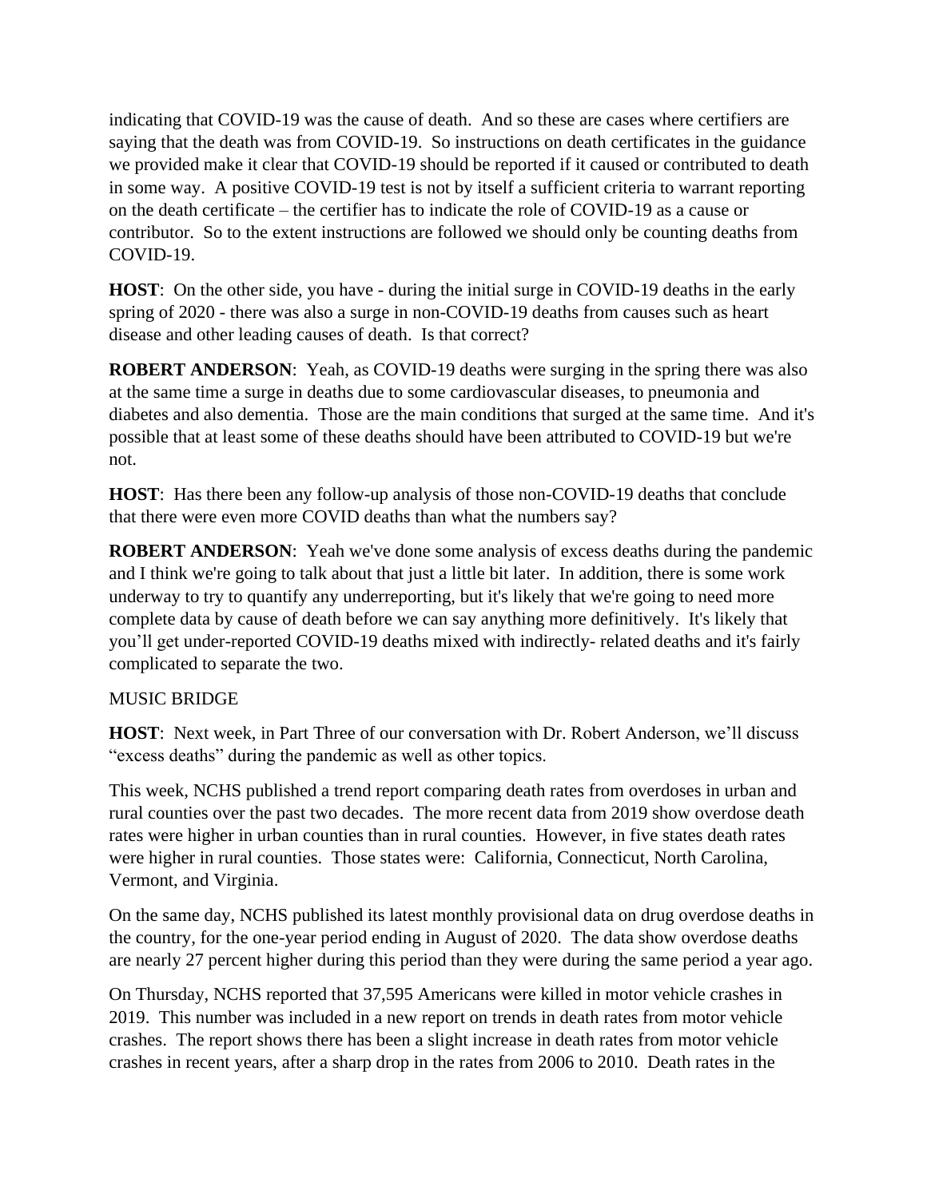indicating that COVID-19 was the cause of death. And so these are cases where certifiers are saying that the death was from COVID-19. So instructions on death certificates in the guidance we provided make it clear that COVID-19 should be reported if it caused or contributed to death in some way. A positive COVID-19 test is not by itself a sufficient criteria to warrant reporting on the death certificate – the certifier has to indicate the role of COVID-19 as a cause or contributor. So to the extent instructions are followed we should only be counting deaths from COVID-19.

**HOST**: On the other side, you have - during the initial surge in COVID-19 deaths in the early spring of 2020 - there was also a surge in non-COVID-19 deaths from causes such as heart disease and other leading causes of death. Is that correct?

**ROBERT ANDERSON**: Yeah, as COVID-19 deaths were surging in the spring there was also at the same time a surge in deaths due to some cardiovascular diseases, to pneumonia and diabetes and also dementia. Those are the main conditions that surged at the same time. And it's possible that at least some of these deaths should have been attributed to COVID-19 but we're not.

**HOST**: Has there been any follow-up analysis of those non-COVID-19 deaths that conclude that there were even more COVID deaths than what the numbers say?

**ROBERT ANDERSON**: Yeah we've done some analysis of excess deaths during the pandemic and I think we're going to talk about that just a little bit later. In addition, there is some work underway to try to quantify any underreporting, but it's likely that we're going to need more complete data by cause of death before we can say anything more definitively. It's likely that you'll get under-reported COVID-19 deaths mixed with indirectly- related deaths and it's fairly complicated to separate the two.

MUSIC BRIDGE

**HOST**: Next week, in Part Three of our conversation with Dr. Robert Anderson, we'll discuss "excess deaths" during the pandemic as well as other topics.

This week, NCHS published a trend report comparing death rates from overdoses in urban and rural counties over the past two decades. The more recent data from 2019 show overdose death rates were higher in urban counties than in rural counties. However, in five states death rates were higher in rural counties. Those states were: California, Connecticut, North Carolina, Vermont, and Virginia.

On the same day, NCHS published its latest monthly provisional data on drug overdose deaths in the country, for the one-year period ending in August of 2020. The data show overdose deaths are nearly 27 percent higher during this period than they were during the same period a year ago.

On Thursday, NCHS reported that 37,595 Americans were killed in motor vehicle crashes in 2019. This number was included in a new report on trends in death rates from motor vehicle crashes. The report shows there has been a slight increase in death rates from motor vehicle crashes in recent years, after a sharp drop in the rates from 2006 to 2010. Death rates in the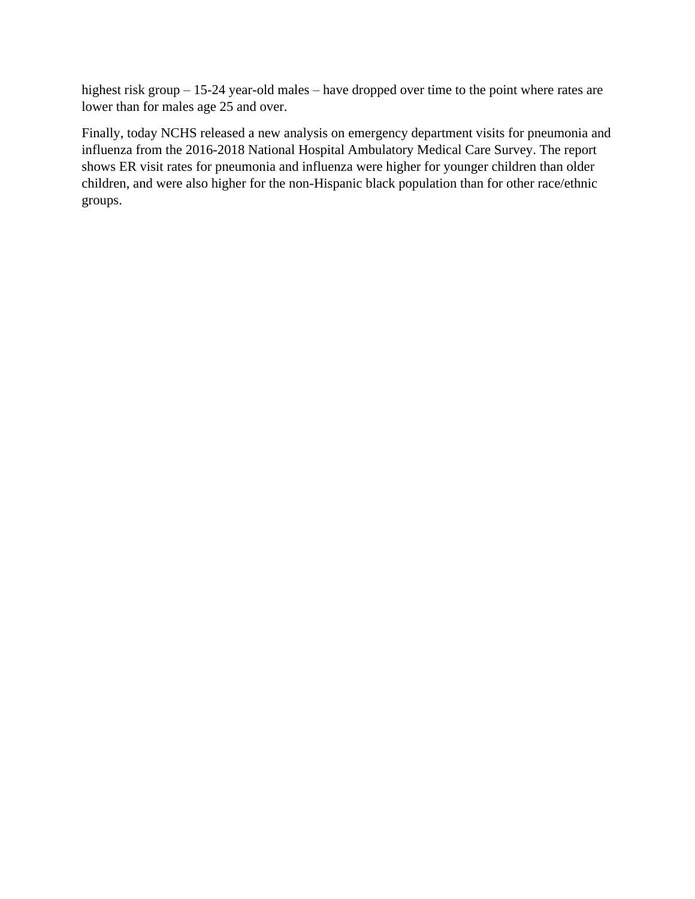highest risk group – 15-24 year-old males – have dropped over time to the point where rates are lower than for males age 25 and over.

Finally, today NCHS released a new analysis on emergency department visits for pneumonia and influenza from the 2016-2018 National Hospital Ambulatory Medical Care Survey. The report shows ER visit rates for pneumonia and influenza were higher for younger children than older children, and were also higher for the non-Hispanic black population than for other race/ethnic groups.